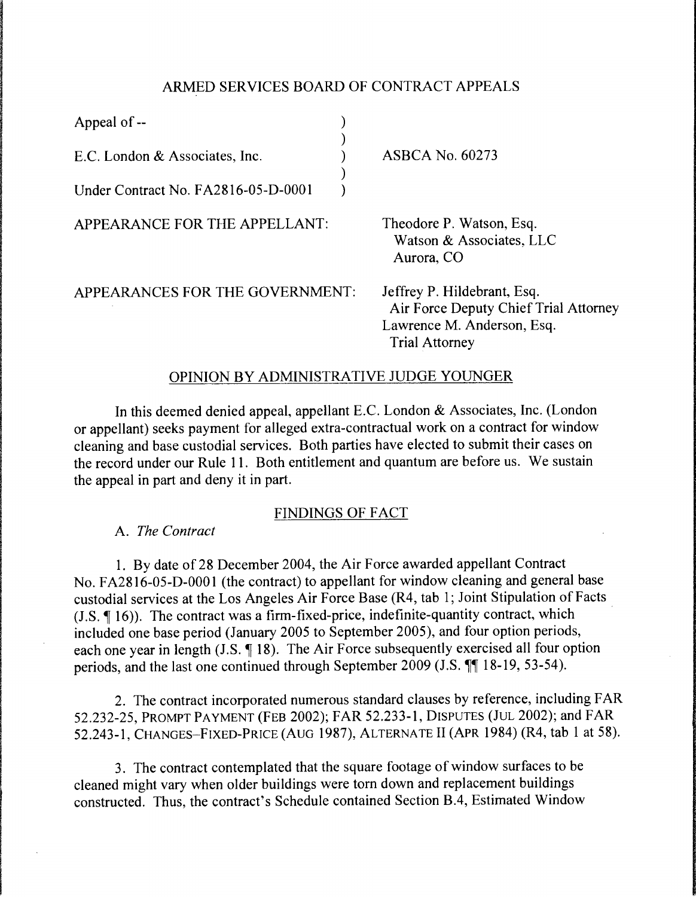ARMED SERVICES BOARD OF CONTRACT APPEALS

| | | |
|---|---|---|
| Appeal of -- | ) | |
| | ) | |
| E.C. London & Associates, Inc. | ) | ASBCA No. 60273 |
| | ) | |
| Under Contract No. FA2816-05-D-0001 | ) | |

APPEARANCE FOR THE APPELLANT: Theodore P. Watson, Esq.
Watson & Associates, LLC
Aurora, CO

APPEARANCES FOR THE GOVERNMENT: Jeffrey P. Hildebrant, Esq.
Air Force Deputy Chief Trial Attorney
Lawrence M. Anderson, Esq.
Trial Attorney

## OPINION BY ADMINISTRATIVE JUDGE YOUNGER

In this deemed denied appeal, appellant E.C. London & Associates, Inc. (London or appellant) seeks payment for alleged extra-contractual work on a contract for window cleaning and base custodial services. Both parties have elected to submit their cases on the record under our Rule 11. Both entitlement and quantum are before us. We sustain the appeal in part and deny it in part.

## FINDINGS OF FACT

A. *The Contract*

1. By date of 28 December 2004, the Air Force awarded appellant Contract No. FA2816-05-D-0001 (the contract) to appellant for window cleaning and general base custodial services at the Los Angeles Air Force Base (R4, tab 1; Joint Stipulation of Facts (J.S. ¶ 16)). The contract was a firm-fixed-price, indefinite-quantity contract, which included one base period (January 2005 to September 2005), and four option periods, each one year in length (J.S. ¶ 18). The Air Force subsequently exercised all four option periods, and the last one continued through September 2009 (J.S. ¶¶ 18-19, 53-54).

2. The contract incorporated numerous standard clauses by reference, including FAR 52.232-25, PROMPT PAYMENT (FEB 2002); FAR 52.233-1, DISPUTES (JUL 2002); and FAR 52.243-1, CHANGES–FIXED-PRICE (AUG 1987), ALTERNATE II (APR 1984) (R4, tab 1 at 58).

3. The contract contemplated that the square footage of window surfaces to be cleaned might vary when older buildings were torn down and replacement buildings constructed. Thus, the contract's Schedule contained Section B.4, Estimated Window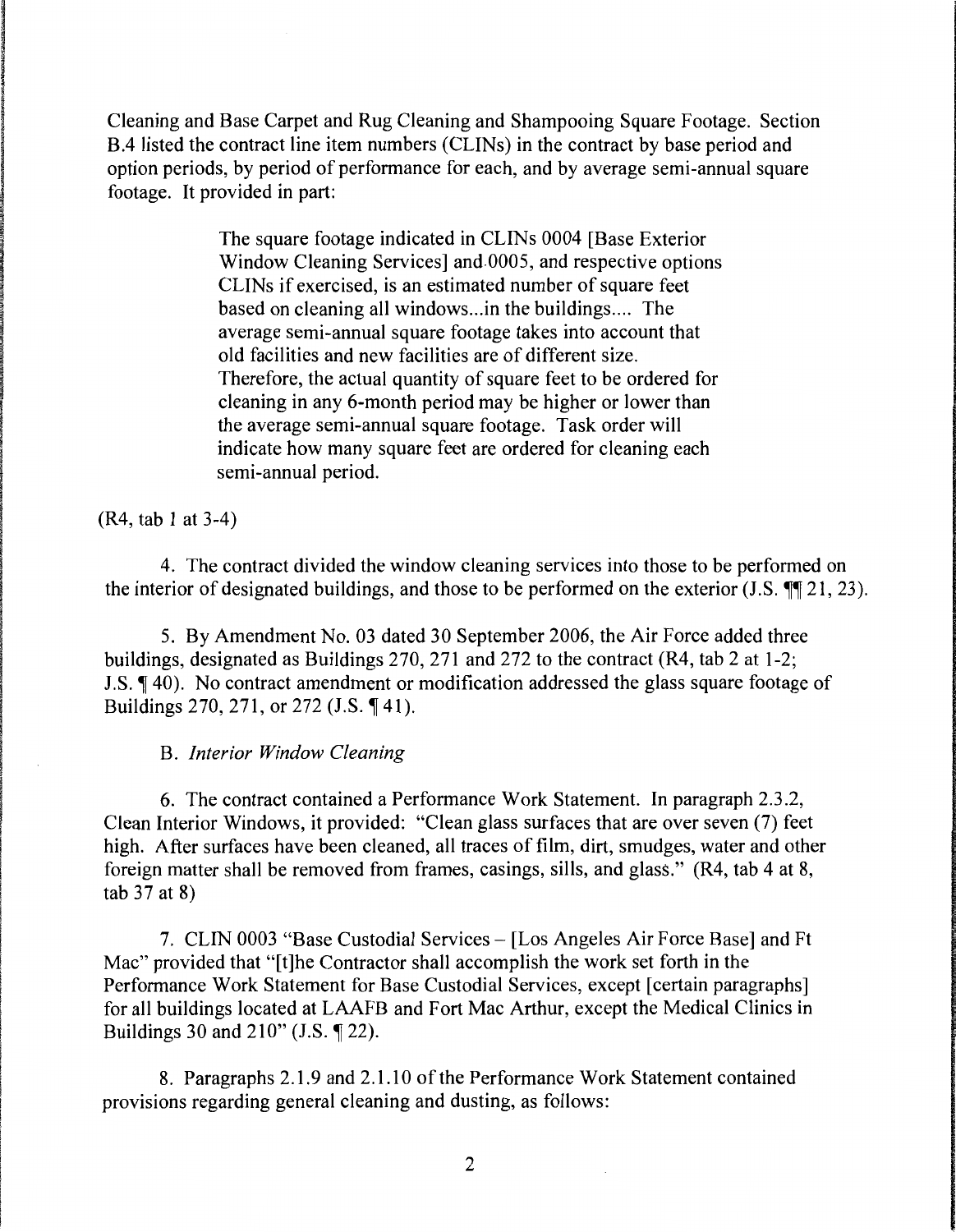Cleaning and Base Carpet and Rug Cleaning and Shampooing Square Footage. Section B.4 listed the contract line item numbers (CLINs) in the contract by base period and option periods, by period of performance for each, and by average semi-annual square footage. It provided in part:

> The square footage indicated in CLINs 0004 [Base Exterior Window Cleaning Services] and 0005, and respective options CLINs if exercised, is an estimated number of square feet based on cleaning all windows...in the buildings.... The average semi-annual square footage takes into account that old facilities and new facilities are of different size. Therefore, the actual quantity of square feet to be ordered for cleaning in any 6-month period may be higher or lower than the average semi-annual square footage. Task order will indicate how many square feet are ordered for cleaning each semi-annual period.

(R4, tab 1 at 3-4)

4. The contract divided the window cleaning services into those to be performed on the interior of designated buildings, and those to be performed on the exterior (J.S. ¶¶ 21, 23).

5. By Amendment No. 03 dated 30 September 2006, the Air Force added three buildings, designated as Buildings 270, 271 and 272 to the contract (R4, tab 2 at 1-2; J.S. ¶ 40). No contract amendment or modification addressed the glass square footage of Buildings 270, 271, or 272 (J.S. ¶ 41).

B. *Interior Window Cleaning*

6. The contract contained a Performance Work Statement. In paragraph 2.3.2, Clean Interior Windows, it provided: "Clean glass surfaces that are over seven (7) feet high. After surfaces have been cleaned, all traces of film, dirt, smudges, water and other foreign matter shall be removed from frames, casings, sills, and glass." (R4, tab 4 at 8, tab 37 at 8)

7. CLIN 0003 "Base Custodial Services – [Los Angeles Air Force Base] and Ft Mac" provided that "[t]he Contractor shall accomplish the work set forth in the Performance Work Statement for Base Custodial Services, except [certain paragraphs] for all buildings located at LAAFB and Fort Mac Arthur, except the Medical Clinics in Buildings 30 and 210" (J.S. ¶ 22).

8. Paragraphs 2.1.9 and 2.1.10 of the Performance Work Statement contained provisions regarding general cleaning and dusting, as follows: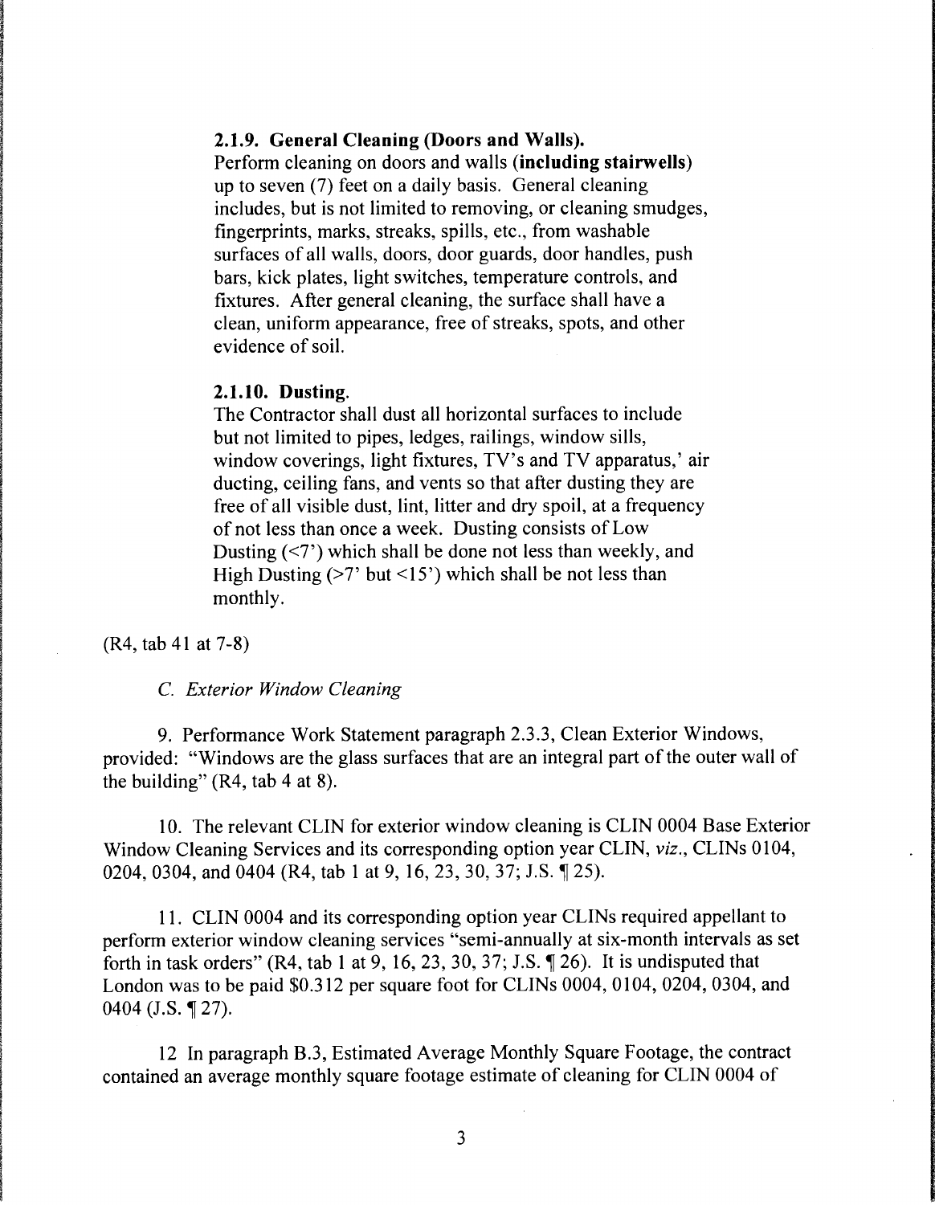**2.1.9. General Cleaning (Doors and Walls).**
Perform cleaning on doors and walls (**including stairwells**) up to seven (7) feet on a daily basis. General cleaning includes, but is not limited to removing, or cleaning smudges, fingerprints, marks, streaks, spills, etc., from washable surfaces of all walls, doors, door guards, door handles, push bars, kick plates, light switches, temperature controls, and fixtures. After general cleaning, the surface shall have a clean, uniform appearance, free of streaks, spots, and other evidence of soil.

**2.1.10. Dusting.**
The Contractor shall dust all horizontal surfaces to include but not limited to pipes, ledges, railings, window sills, window coverings, light fixtures, TV's and TV apparatus,' air ducting, ceiling fans, and vents so that after dusting they are free of all visible dust, lint, litter and dry spoil, at a frequency of not less than once a week. Dusting consists of Low Dusting (<7') which shall be done not less than weekly, and High Dusting (>7' but <15') which shall be not less than monthly.

(R4, tab 41 at 7-8)

*C. Exterior Window Cleaning*

9. Performance Work Statement paragraph 2.3.3, Clean Exterior Windows, provided: "Windows are the glass surfaces that are an integral part of the outer wall of the building" (R4, tab 4 at 8).

10. The relevant CLIN for exterior window cleaning is CLIN 0004 Base Exterior Window Cleaning Services and its corresponding option year CLIN, *viz.*, CLINs 0104, 0204, 0304, and 0404 (R4, tab 1 at 9, 16, 23, 30, 37; J.S. ¶ 25).

11. CLIN 0004 and its corresponding option year CLINs required appellant to perform exterior window cleaning services "semi-annually at six-month intervals as set forth in task orders" (R4, tab 1 at 9, 16, 23, 30, 37; J.S. ¶ 26). It is undisputed that London was to be paid $0.312 per square foot for CLINs 0004, 0104, 0204, 0304, and 0404 (J.S. ¶ 27).

12 In paragraph B.3, Estimated Average Monthly Square Footage, the contract contained an average monthly square footage estimate of cleaning for CLIN 0004 of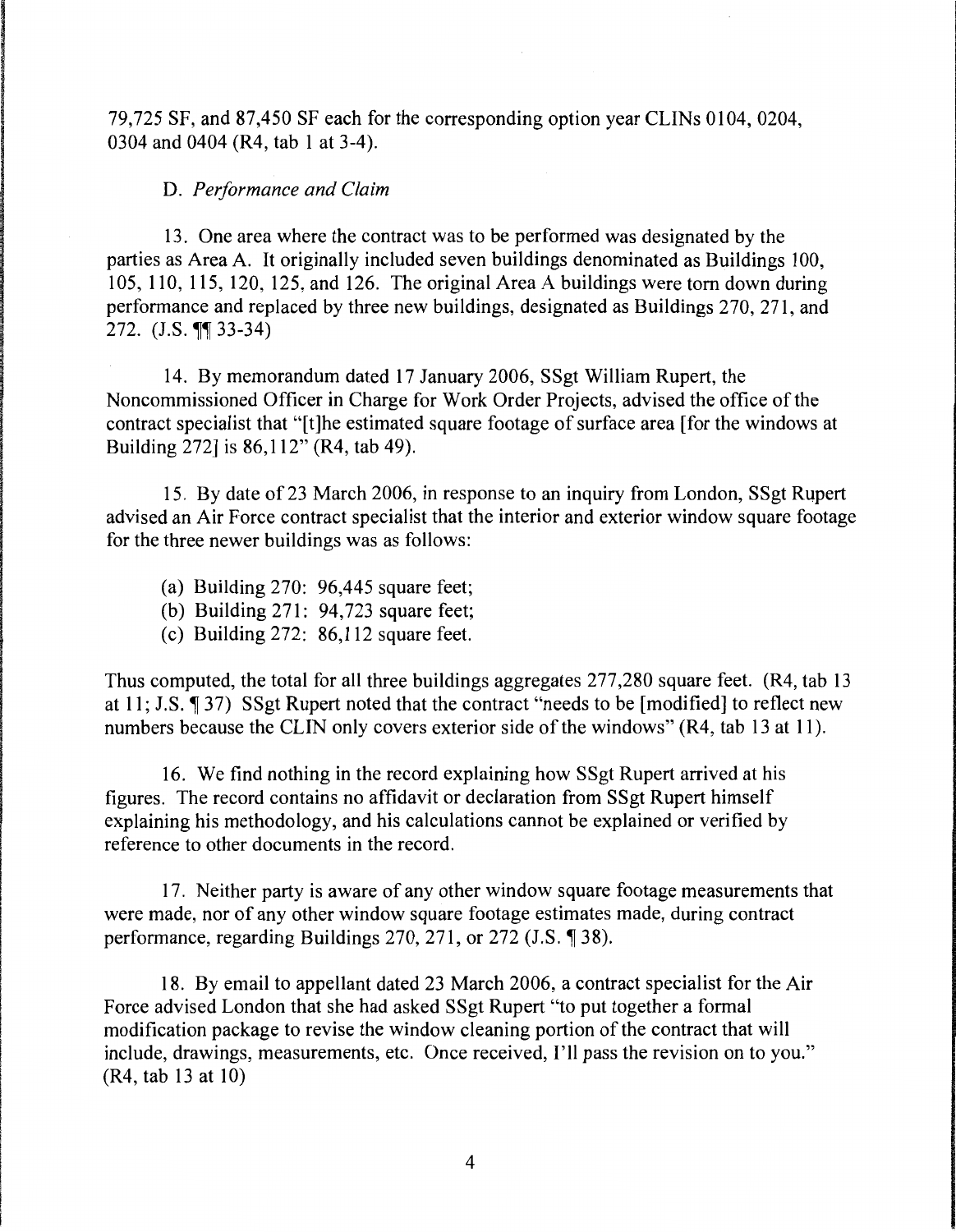79,725 SF, and 87,450 SF each for the corresponding option year CLINs 0104, 0204, 0304 and 0404 (R4, tab 1 at 3-4).

D. *Performance and Claim*

13. One area where the contract was to be performed was designated by the parties as Area A. It originally included seven buildings denominated as Buildings 100, 105, 110, 115, 120, 125, and 126. The original Area A buildings were torn down during performance and replaced by three new buildings, designated as Buildings 270, 271, and 272. (J.S. ¶¶ 33-34)

14. By memorandum dated 17 January 2006, SSgt William Rupert, the Noncommissioned Officer in Charge for Work Order Projects, advised the office of the contract specialist that "[t]he estimated square footage of surface area [for the windows at Building 272] is 86,112" (R4, tab 49).

15. By date of 23 March 2006, in response to an inquiry from London, SSgt Rupert advised an Air Force contract specialist that the interior and exterior window square footage for the three newer buildings was as follows:

(a) Building 270: 96,445 square feet;
(b) Building 271: 94,723 square feet;
(c) Building 272: 86,112 square feet.

Thus computed, the total for all three buildings aggregates 277,280 square feet. (R4, tab 13 at 11; J.S. ¶ 37) SSgt Rupert noted that the contract "needs to be [modified] to reflect new numbers because the CLIN only covers exterior side of the windows" (R4, tab 13 at 11).

16. We find nothing in the record explaining how SSgt Rupert arrived at his figures. The record contains no affidavit or declaration from SSgt Rupert himself explaining his methodology, and his calculations cannot be explained or verified by reference to other documents in the record.

17. Neither party is aware of any other window square footage measurements that were made, nor of any other window square footage estimates made, during contract performance, regarding Buildings 270, 271, or 272 (J.S. ¶ 38).

18. By email to appellant dated 23 March 2006, a contract specialist for the Air Force advised London that she had asked SSgt Rupert "to put together a formal modification package to revise the window cleaning portion of the contract that will include, drawings, measurements, etc. Once received, I'll pass the revision on to you." (R4, tab 13 at 10)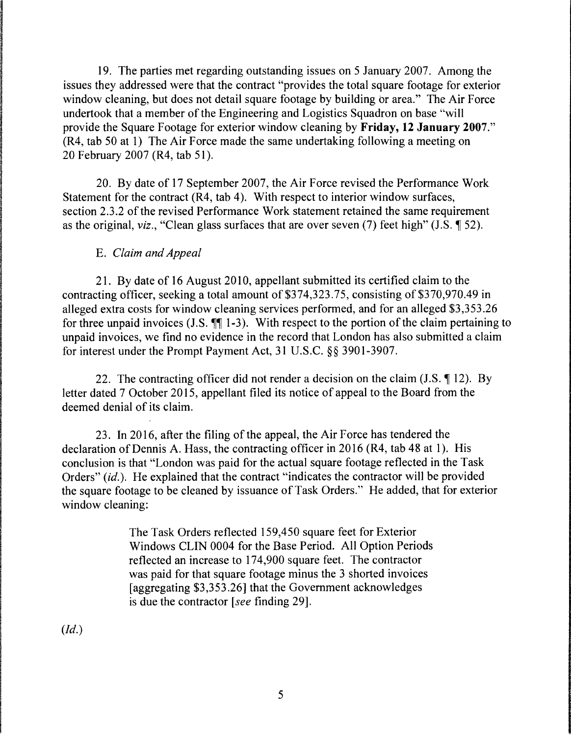19. The parties met regarding outstanding issues on 5 January 2007. Among the issues they addressed were that the contract "provides the total square footage for exterior window cleaning, but does not detail square footage by building or area." The Air Force undertook that a member of the Engineering and Logistics Squadron on base "will provide the Square Footage for exterior window cleaning by **Friday, 12 January 2007**." (R4, tab 50 at 1) The Air Force made the same undertaking following a meeting on 20 February 2007 (R4, tab 51).

20. By date of 17 September 2007, the Air Force revised the Performance Work Statement for the contract (R4, tab 4). With respect to interior window surfaces, section 2.3.2 of the revised Performance Work statement retained the same requirement as the original, *viz.*, "Clean glass surfaces that are over seven (7) feet high" (J.S. ¶ 52).

E. *Claim and Appeal*

21. By date of 16 August 2010, appellant submitted its certified claim to the contracting officer, seeking a total amount of $374,323.75, consisting of $370,970.49 in alleged extra costs for window cleaning services performed, and for an alleged $3,353.26 for three unpaid invoices (J.S. ¶¶ 1-3). With respect to the portion of the claim pertaining to unpaid invoices, we find no evidence in the record that London has also submitted a claim for interest under the Prompt Payment Act, 31 U.S.C. §§ 3901-3907.

22. The contracting officer did not render a decision on the claim (J.S. ¶ 12). By letter dated 7 October 2015, appellant filed its notice of appeal to the Board from the deemed denial of its claim.

23. In 2016, after the filing of the appeal, the Air Force has tendered the declaration of Dennis A. Hass, the contracting officer in 2016 (R4, tab 48 at 1). His conclusion is that "London was paid for the actual square footage reflected in the Task Orders" (*id.*). He explained that the contract "indicates the contractor will be provided the square footage to be cleaned by issuance of Task Orders." He added, that for exterior window cleaning:

> The Task Orders reflected 159,450 square feet for Exterior Windows CLIN 0004 for the Base Period. All Option Periods reflected an increase to 174,900 square feet. The contractor was paid for that square footage minus the 3 shorted invoices [aggregating $3,353.26] that the Government acknowledges is due the contractor [*see* finding 29].

(*Id.*)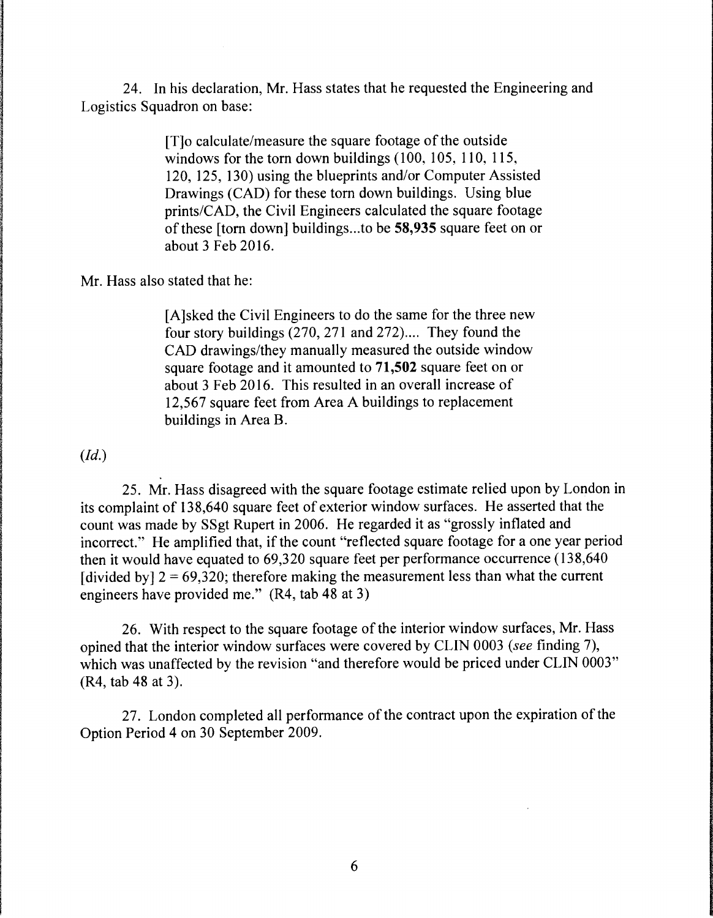24. In his declaration, Mr. Hass states that he requested the Engineering and Logistics Squadron on base:

> [T]o calculate/measure the square footage of the outside windows for the torn down buildings (100, 105, 110, 115, 120, 125, 130) using the blueprints and/or Computer Assisted Drawings (CAD) for these torn down buildings. Using blue prints/CAD, the Civil Engineers calculated the square footage of these [torn down] buildings...to be **58,935** square feet on or about 3 Feb 2016.

Mr. Hass also stated that he:

> [A]sked the Civil Engineers to do the same for the three new four story buildings (270, 271 and 272).... They found the CAD drawings/they manually measured the outside window square footage and it amounted to **71,502** square feet on or about 3 Feb 2016. This resulted in an overall increase of 12,567 square feet from Area A buildings to replacement buildings in Area B.

(*Id.*)

25. Mr. Hass disagreed with the square footage estimate relied upon by London in its complaint of 138,640 square feet of exterior window surfaces. He asserted that the count was made by SSgt Rupert in 2006. He regarded it as "grossly inflated and incorrect." He amplified that, if the count "reflected square footage for a one year period then it would have equated to 69,320 square feet per performance occurrence (138,640 [divided by] 2 = 69,320; therefore making the measurement less than what the current engineers have provided me." (R4, tab 48 at 3)

26. With respect to the square footage of the interior window surfaces, Mr. Hass opined that the interior window surfaces were covered by CLIN 0003 (*see* finding 7), which was unaffected by the revision "and therefore would be priced under CLIN 0003" (R4, tab 48 at 3).

27. London completed all performance of the contract upon the expiration of the Option Period 4 on 30 September 2009.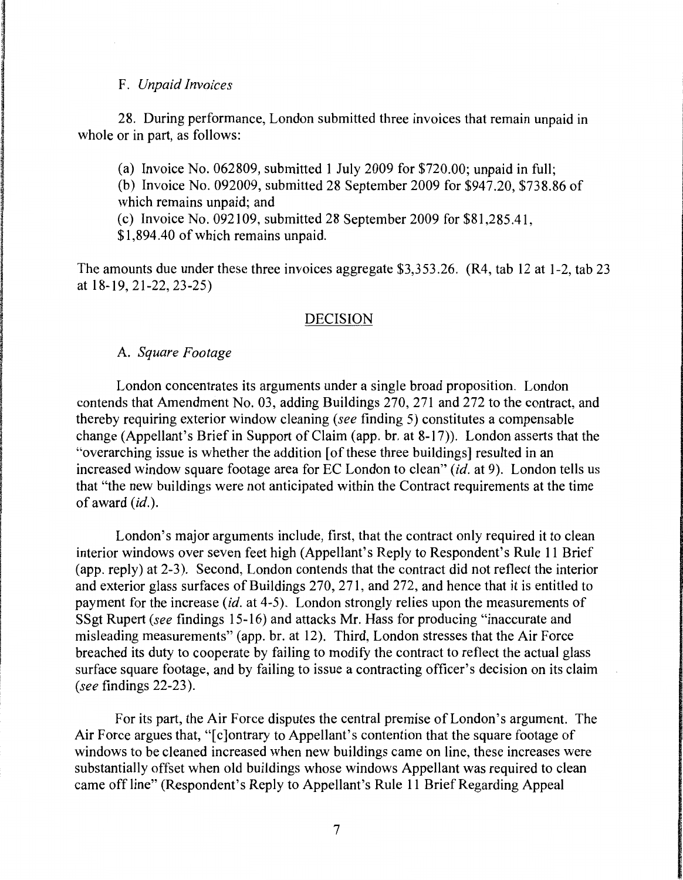### F. *Unpaid Invoices*

28. During performance, London submitted three invoices that remain unpaid in whole or in part, as follows:

(a) Invoice No. 062809, submitted 1 July 2009 for $720.00; unpaid in full;
(b) Invoice No. 092009, submitted 28 September 2009 for $947.20, $738.86 of which remains unpaid; and
(c) Invoice No. 092109, submitted 28 September 2009 for $81,285.41, $1,894.40 of which remains unpaid.

The amounts due under these three invoices aggregate $3,353.26. (R4, tab 12 at 1-2, tab 23 at 18-19, 21-22, 23-25)

## DECISION

### A. *Square Footage*

London concentrates its arguments under a single broad proposition. London contends that Amendment No. 03, adding Buildings 270, 271 and 272 to the contract, and thereby requiring exterior window cleaning (*see* finding 5) constitutes a compensable change (Appellant's Brief in Support of Claim (app. br. at 8-17)). London asserts that the "overarching issue is whether the addition [of these three buildings] resulted in an increased window square footage area for EC London to clean" (*id.* at 9). London tells us that "the new buildings were not anticipated within the Contract requirements at the time of award (*id.*).

London's major arguments include, first, that the contract only required it to clean interior windows over seven feet high (Appellant's Reply to Respondent's Rule 11 Brief (app. reply) at 2-3). Second, London contends that the contract did not reflect the interior and exterior glass surfaces of Buildings 270, 271, and 272, and hence that it is entitled to payment for the increase (*id.* at 4-5). London strongly relies upon the measurements of SSgt Rupert (*see* findings 15-16) and attacks Mr. Hass for producing "inaccurate and misleading measurements" (app. br. at 12). Third, London stresses that the Air Force breached its duty to cooperate by failing to modify the contract to reflect the actual glass surface square footage, and by failing to issue a contracting officer's decision on its claim (*see* findings 22-23).

For its part, the Air Force disputes the central premise of London's argument. The Air Force argues that, "[c]ontrary to Appellant's contention that the square footage of windows to be cleaned increased when new buildings came on line, these increases were substantially offset when old buildings whose windows Appellant was required to clean came off line" (Respondent's Reply to Appellant's Rule 11 Brief Regarding Appeal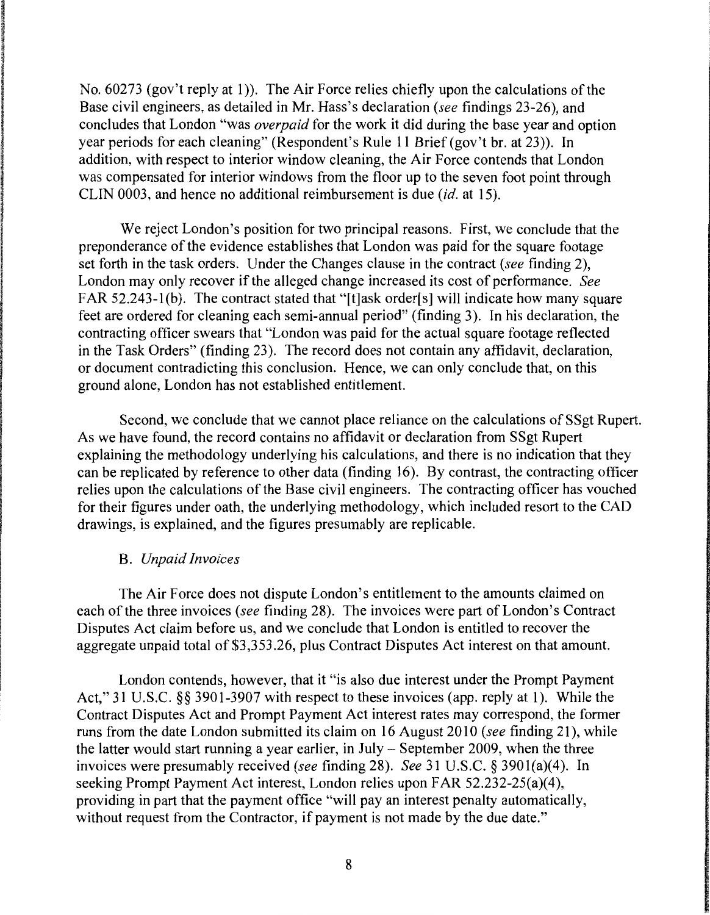No. 60273 (gov't reply at 1)). The Air Force relies chiefly upon the calculations of the Base civil engineers, as detailed in Mr. Hass's declaration (*see* findings 23-26), and concludes that London "was *overpaid* for the work it did during the base year and option year periods for each cleaning" (Respondent's Rule 11 Brief (gov't br. at 23)). In addition, with respect to interior window cleaning, the Air Force contends that London was compensated for interior windows from the floor up to the seven foot point through CLIN 0003, and hence no additional reimbursement is due (*id.* at 15).

We reject London's position for two principal reasons. First, we conclude that the preponderance of the evidence establishes that London was paid for the square footage set forth in the task orders. Under the Changes clause in the contract (*see* finding 2), London may only recover if the alleged change increased its cost of performance. *See* FAR 52.243-1(b). The contract stated that "[t]ask order[s] will indicate how many square feet are ordered for cleaning each semi-annual period" (finding 3). In his declaration, the contracting officer swears that "London was paid for the actual square footage reflected in the Task Orders" (finding 23). The record does not contain any affidavit, declaration, or document contradicting this conclusion. Hence, we can only conclude that, on this ground alone, London has not established entitlement.

Second, we conclude that we cannot place reliance on the calculations of SSgt Rupert. As we have found, the record contains no affidavit or declaration from SSgt Rupert explaining the methodology underlying his calculations, and there is no indication that they can be replicated by reference to other data (finding 16). By contrast, the contracting officer relies upon the calculations of the Base civil engineers. The contracting officer has vouched for their figures under oath, the underlying methodology, which included resort to the CAD drawings, is explained, and the figures presumably are replicable.

B. *Unpaid Invoices*

The Air Force does not dispute London's entitlement to the amounts claimed on each of the three invoices (*see* finding 28). The invoices were part of London's Contract Disputes Act claim before us, and we conclude that London is entitled to recover the aggregate unpaid total of $3,353.26, plus Contract Disputes Act interest on that amount.

London contends, however, that it "is also due interest under the Prompt Payment Act," 31 U.S.C. §§ 3901-3907 with respect to these invoices (app. reply at 1). While the Contract Disputes Act and Prompt Payment Act interest rates may correspond, the former runs from the date London submitted its claim on 16 August 2010 (*see* finding 21), while the latter would start running a year earlier, in July – September 2009, when the three invoices were presumably received (*see* finding 28). *See* 31 U.S.C. § 3901(a)(4). In seeking Prompt Payment Act interest, London relies upon FAR 52.232-25(a)(4), providing in part that the payment office "will pay an interest penalty automatically, without request from the Contractor, if payment is not made by the due date."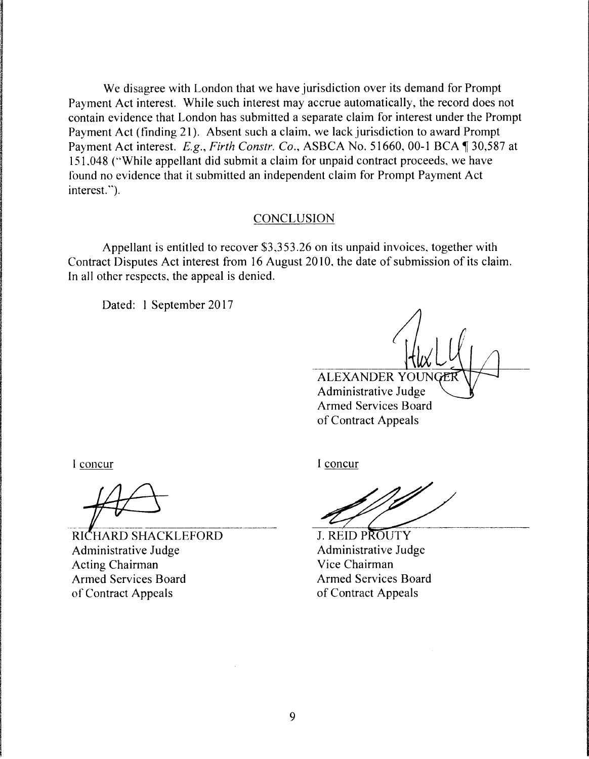We disagree with London that we have jurisdiction over its demand for Prompt Payment Act interest. While such interest may accrue automatically, the record does not contain evidence that London has submitted a separate claim for interest under the Prompt Payment Act (finding 21). Absent such a claim, we lack jurisdiction to award Prompt Payment Act interest. *E.g.*, *Firth Constr. Co.*, ASBCA No. 51660, 00-1 BCA ¶ 30,587 at 151,048 ("While appellant did submit a claim for unpaid contract proceeds, we have found no evidence that it submitted an independent claim for Prompt Payment Act interest.").

## CONCLUSION

Appellant is entitled to recover $3,353.26 on its unpaid invoices, together with Contract Disputes Act interest from 16 August 2010, the date of submission of its claim. In all other respects, the appeal is denied.

Dated: 1 September 2017

ALEXANDER YOUNGER
Administrative Judge
Armed Services Board
of Contract Appeals

I concur

RICHARD SHACKLEFORD
Administrative Judge
Acting Chairman
Armed Services Board
of Contract Appeals

I concur

J. REID PROUTY
Administrative Judge
Vice Chairman
Armed Services Board
of Contract Appeals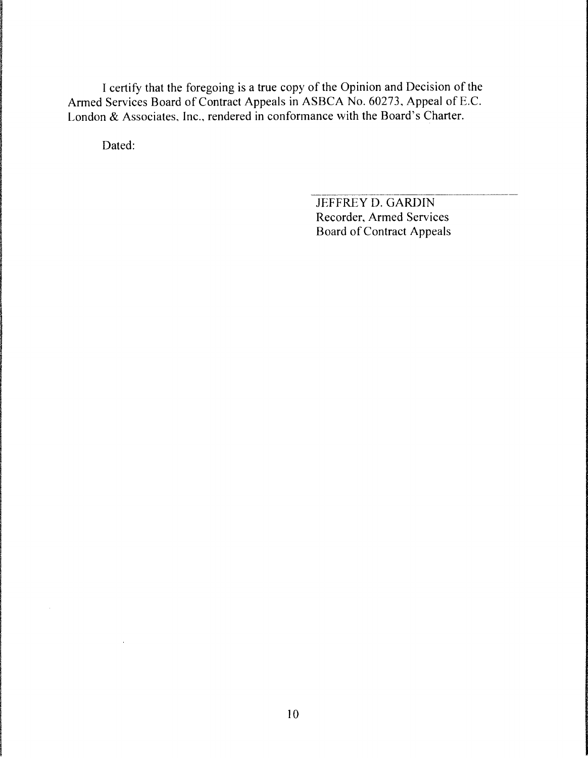I certify that the foregoing is a true copy of the Opinion and Decision of the Armed Services Board of Contract Appeals in ASBCA No. 60273, Appeal of E.C. London & Associates, Inc., rendered in conformance with the Board's Charter.

Dated:

JEFFREY D. GARDIN
Recorder, Armed Services
Board of Contract Appeals